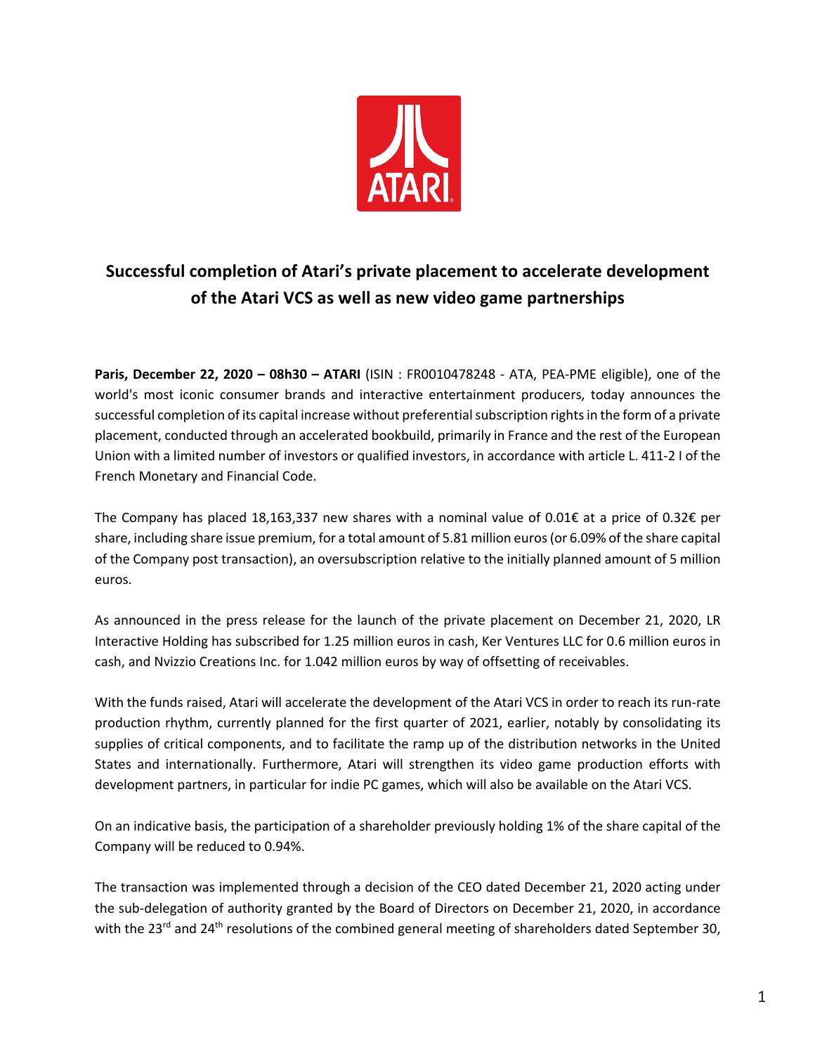# Successful completion of Atari's private placement to accelerate development of the Atari VCS as well as new video game partnerships

**Paris, December 22, 2020 – 08h30 – ATARI** (ISIN : FR0010478248 - ATA, PEA-PME eligible), one of the world's most iconic consumer brands and interactive entertainment producers, today announces the successful completion of its capital increase without preferential subscription rights in the form of a private placement, conducted through an accelerated bookbuild, primarily in France and the rest of the European Union with a limited number of investors or qualified investors, in accordance with article L. 411-2 I of the French Monetary and Financial Code.

The Company has placed 18,163,337 new shares with a nominal value of 0.01€ at a price of 0.32€ per share, including share issue premium, for a total amount of 5.81 million euros (or 6.09% of the share capital of the Company post transaction), an oversubscription relative to the initially planned amount of 5 million euros.

As announced in the press release for the launch of the private placement on December 21, 2020, LR Interactive Holding has subscribed for 1.25 million euros in cash, Ker Ventures LLC for 0.6 million euros in cash, and Nvizzio Creations Inc. for 1.042 million euros by way of offsetting of receivables.

With the funds raised, Atari will accelerate the development of the Atari VCS in order to reach its run-rate production rhythm, currently planned for the first quarter of 2021, earlier, notably by consolidating its supplies of critical components, and to facilitate the ramp up of the distribution networks in the United States and internationally. Furthermore, Atari will strengthen its video game production efforts with development partners, in particular for indie PC games, which will also be available on the Atari VCS.

On an indicative basis, the participation of a shareholder previously holding 1% of the share capital of the Company will be reduced to 0.94%.

The transaction was implemented through a decision of the CEO dated December 21, 2020 acting under the sub-delegation of authority granted by the Board of Directors on December 21, 2020, in accordance with the 23rd and 24th resolutions of the combined general meeting of shareholders dated September 30,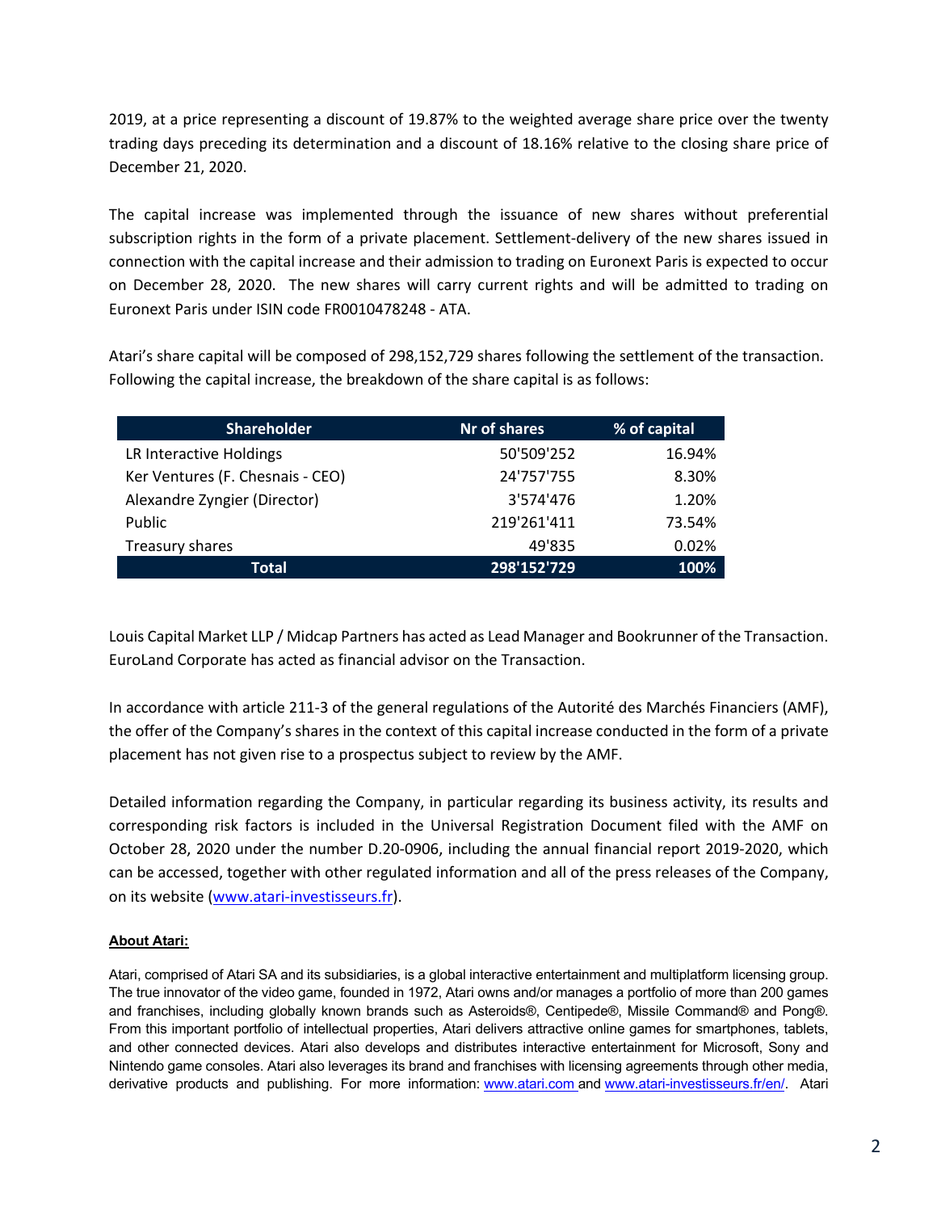2019, at a price representing a discount of 19.87% to the weighted average share price over the twenty trading days preceding its determination and a discount of 18.16% relative to the closing share price of December 21, 2020.

The capital increase was implemented through the issuance of new shares without preferential subscription rights in the form of a private placement. Settlement-delivery of the new shares issued in connection with the capital increase and their admission to trading on Euronext Paris is expected to occur on December 28, 2020. The new shares will carry current rights and will be admitted to trading on Euronext Paris under ISIN code FR0010478248 - ATA.

Atari's share capital will be composed of 298,152,729 shares following the settlement of the transaction. Following the capital increase, the breakdown of the share capital is as follows:

| Shareholder | Nr of shares | % of capital |
|---|---|---|
| LR Interactive Holdings | 50'509'252 | 16.94% |
| Ker Ventures (F. Chesnais - CEO) | 24'757'755 | 8.30% |
| Alexandre Zyngier (Director) | 3'574'476 | 1.20% |
| Public | 219'261'411 | 73.54% |
| Treasury shares | 49'835 | 0.02% |
| **Total** | **298'152'729** | **100%** |

Louis Capital Market LLP / Midcap Partners has acted as Lead Manager and Bookrunner of the Transaction. EuroLand Corporate has acted as financial advisor on the Transaction.

In accordance with article 211-3 of the general regulations of the Autorité des Marchés Financiers (AMF), the offer of the Company's shares in the context of this capital increase conducted in the form of a private placement has not given rise to a prospectus subject to review by the AMF.

Detailed information regarding the Company, in particular regarding its business activity, its results and corresponding risk factors is included in the Universal Registration Document filed with the AMF on October 28, 2020 under the number D.20-0906, including the annual financial report 2019-2020, which can be accessed, together with other regulated information and all of the press releases of the Company, on its website (www.atari-investisseurs.fr).

**About Atari:**

Atari, comprised of Atari SA and its subsidiaries, is a global interactive entertainment and multiplatform licensing group. The true innovator of the video game, founded in 1972, Atari owns and/or manages a portfolio of more than 200 games and franchises, including globally known brands such as Asteroids®, Centipede®, Missile Command® and Pong®. From this important portfolio of intellectual properties, Atari delivers attractive online games for smartphones, tablets, and other connected devices. Atari also develops and distributes interactive entertainment for Microsoft, Sony and Nintendo game consoles. Atari also leverages its brand and franchises with licensing agreements through other media, derivative products and publishing. For more information: www.atari.com and www.atari-investisseurs.fr/en/. Atari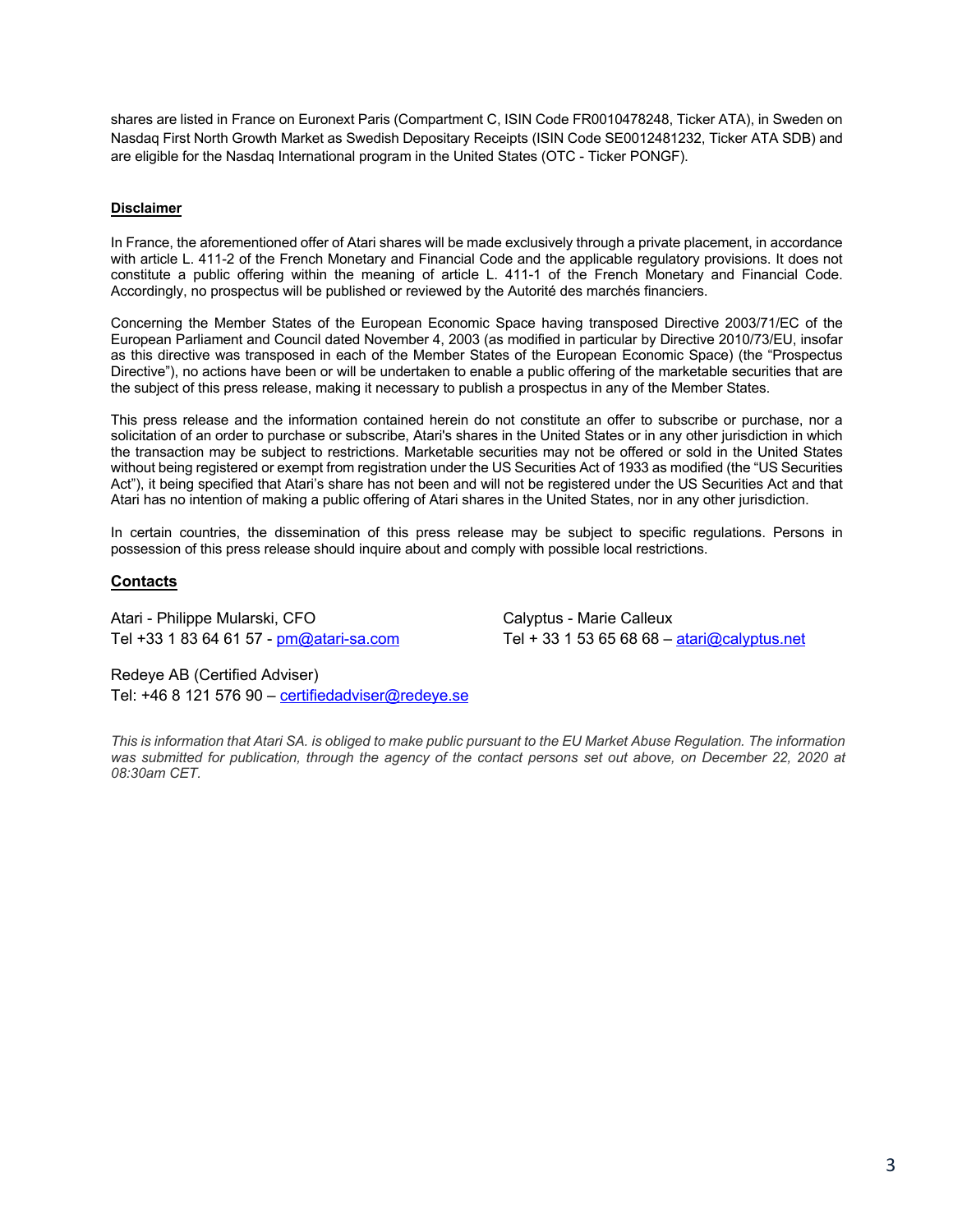shares are listed in France on Euronext Paris (Compartment C, ISIN Code FR0010478248, Ticker ATA), in Sweden on Nasdaq First North Growth Market as Swedish Depositary Receipts (ISIN Code SE0012481232, Ticker ATA SDB) and are eligible for the Nasdaq International program in the United States (OTC - Ticker PONGF).

## Disclaimer

In France, the aforementioned offer of Atari shares will be made exclusively through a private placement, in accordance with article L. 411-2 of the French Monetary and Financial Code and the applicable regulatory provisions. It does not constitute a public offering within the meaning of article L. 411-1 of the French Monetary and Financial Code. Accordingly, no prospectus will be published or reviewed by the Autorité des marchés financiers.

Concerning the Member States of the European Economic Space having transposed Directive 2003/71/EC of the European Parliament and Council dated November 4, 2003 (as modified in particular by Directive 2010/73/EU, insofar as this directive was transposed in each of the Member States of the European Economic Space) (the "Prospectus Directive"), no actions have been or will be undertaken to enable a public offering of the marketable securities that are the subject of this press release, making it necessary to publish a prospectus in any of the Member States.

This press release and the information contained herein do not constitute an offer to subscribe or purchase, nor a solicitation of an order to purchase or subscribe, Atari's shares in the United States or in any other jurisdiction in which the transaction may be subject to restrictions. Marketable securities may not be offered or sold in the United States without being registered or exempt from registration under the US Securities Act of 1933 as modified (the "US Securities Act"), it being specified that Atari's share has not been and will not be registered under the US Securities Act and that Atari has no intention of making a public offering of Atari shares in the United States, nor in any other jurisdiction.

In certain countries, the dissemination of this press release may be subject to specific regulations. Persons in possession of this press release should inquire about and comply with possible local restrictions.

## Contacts

Atari - Philippe Mularski, CFO
Tel +33 1 83 64 61 57 - pm@atari-sa.com

Calyptus - Marie Calleux
Tel + 33 1 53 65 68 68 – atari@calyptus.net

Redeye AB (Certified Adviser)
Tel: +46 8 121 576 90 – certifiedadviser@redeye.se

*This is information that Atari SA. is obliged to make public pursuant to the EU Market Abuse Regulation. The information was submitted for publication, through the agency of the contact persons set out above, on December 22, 2020 at 08:30am CET.*